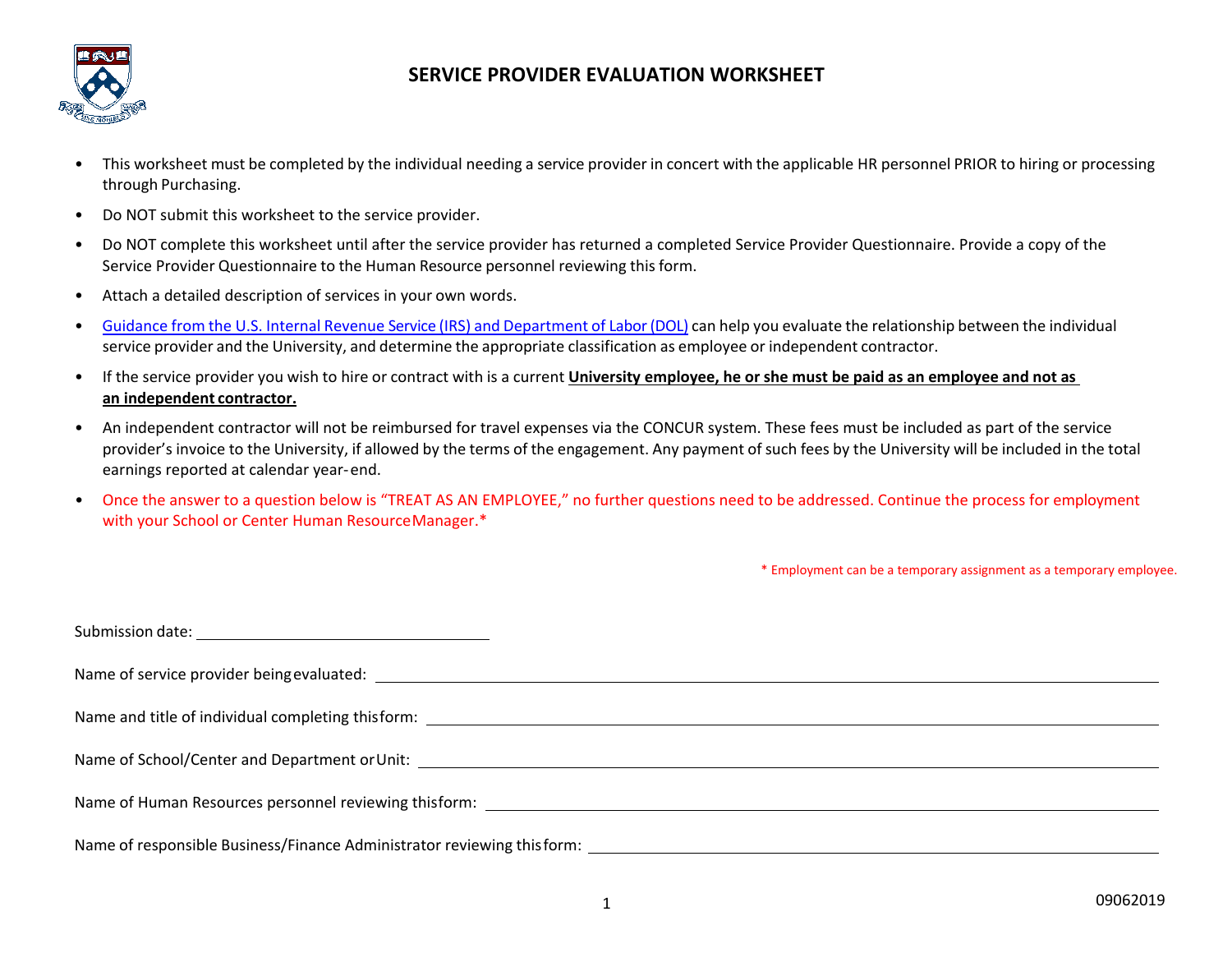# SERVICE PROVIDER EVALUATION WORKSHEET

- This worksheet must be completed by the individual needing a service provider in concert with the applicable HR personnel PRIOR to hiring or processing through Purchasing.
- Do NOT submit this worksheet to the service provider.
- Do NOT complete this worksheet until after the service provider has returned a completed Service Provider Questionnaire. Provide a copy of the Service Provider Questionnaire to the Human Resource personnel reviewing this form.
- Attach a detailed description of services in your own words.
- Guidance from the U.S. Internal Revenue Service (IRS) and Department of Labor (DOL) can help you evaluate the relationship between the individual service provider and the University, and determine the appropriate classification as employee or independent contractor.
- If the service provider you wish to hire or contract with is a current **University employee, he or she must be paid as an employee and not as an independent contractor.**
- An independent contractor will not be reimbursed for travel expenses via the CONCUR system. These fees must be included as part of the service provider's invoice to the University, if allowed by the terms of the engagement. Any payment of such fees by the University will be included in the total earnings reported at calendar year-end.
- Once the answer to a question below is "TREAT AS AN EMPLOYEE," no further questions need to be addressed. Continue the process for employment with your School or Center Human Resource Manager.*

\* Employment can be a temporary assignment as a temporary employee.

Submission date: ______________________________

Name of service provider being evaluated: ______________________________

Name and title of individual completing this form: ______________________________

Name of School/Center and Department or Unit: ______________________________

Name of Human Resources personnel reviewing this form: ______________________________

Name of responsible Business/Finance Administrator reviewing this form: ______________________________

09062019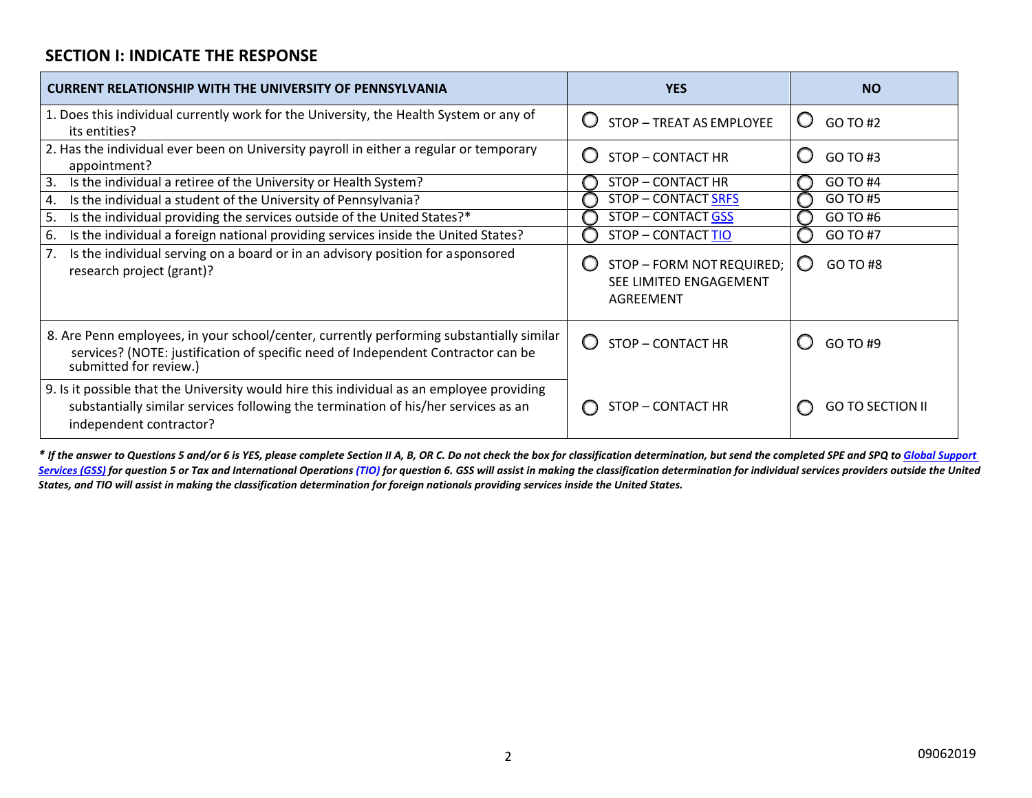## SECTION I: INDICATE THE RESPONSE

| CURRENT RELATIONSHIP WITH THE UNIVERSITY OF PENNSYLVANIA | YES | NO |
|---|---|---|
| 1. Does this individual currently work for the University, the Health System or any of its entities? | ◯ STOP – TREAT AS EMPLOYEE | ◯ GO TO #2 |
| 2. Has the individual ever been on University payroll in either a regular or temporary appointment? | ◯ STOP – CONTACT HR | ◯ GO TO #3 |
| 3. Is the individual a retiree of the University or Health System? | ◯ STOP – CONTACT HR | ◯ GO TO #4 |
| 4. Is the individual a student of the University of Pennsylvania? | ◯ STOP – CONTACT SRFS | ◯ GO TO #5 |
| 5. Is the individual providing the services outside of the United States?* | ◯ STOP – CONTACT GSS | ◯ GO TO #6 |
| 6. Is the individual a foreign national providing services inside the United States? | ◯ STOP – CONTACT TIO | ◯ GO TO #7 |
| 7. Is the individual serving on a board or in an advisory position for a sponsored research project (grant)? | ◯ STOP – FORM NOT REQUIRED; SEE LIMITED ENGAGEMENT AGREEMENT | ◯ GO TO #8 |
| 8. Are Penn employees, in your school/center, currently performing substantially similar services? (NOTE: justification of specific need of Independent Contractor can be submitted for review.) | ◯ STOP – CONTACT HR | ◯ GO TO #9 |
| 9. Is it possible that the University would hire this individual as an employee providing substantially similar services following the termination of his/her services as an independent contractor? | ◯ STOP – CONTACT HR | ◯ GO TO SECTION II |

***** *If the answer to Questions 5 and/or 6 is YES, please complete Section II A, B, OR C. Do not check the box for classification determination, but send the completed SPE and SPQ to Global Support Services (GSS) for question 5 or Tax and International Operations (TIO) for question 6. GSS will assist in making the classification determination for individual services providers outside the United States, and TIO will assist in making the classification determination for foreign nationals providing services inside the United States.*

09062019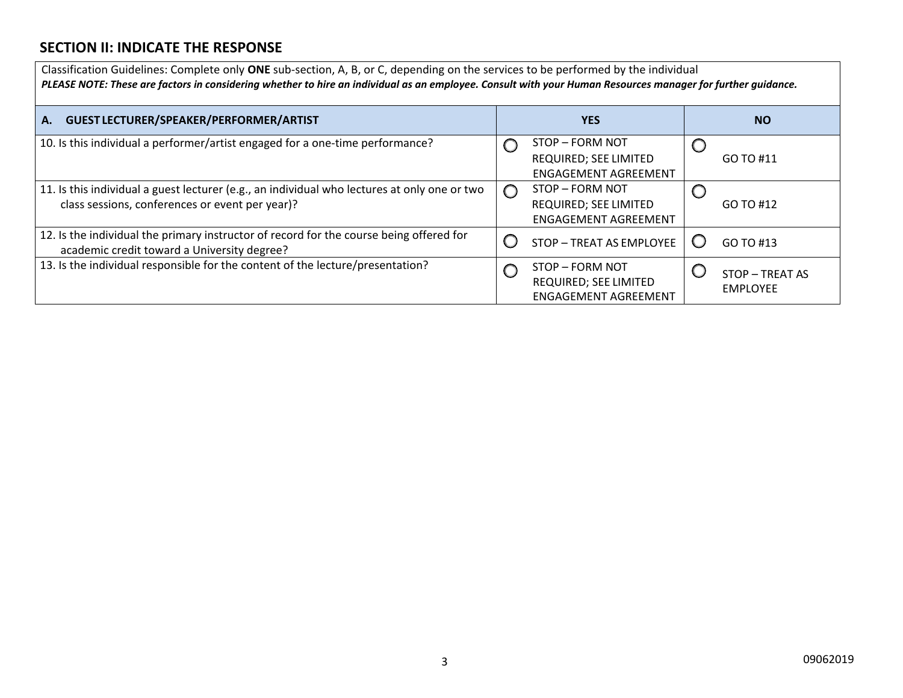## SECTION II: INDICATE THE RESPONSE

Classification Guidelines: Complete only **ONE** sub-section, A, B, or C, depending on the services to be performed by the individual

***PLEASE NOTE: These are factors in considering whether to hire an individual as an employee. Consult with your Human Resources manager for further guidance.***

| A. GUEST LECTURER/SPEAKER/PERFORMER/ARTIST | YES | NO |
|---|---|---|
| 10. Is this individual a performer/artist engaged for a one-time performance? | ◯ STOP – FORM NOT REQUIRED; SEE LIMITED ENGAGEMENT AGREEMENT | ◯ GO TO #11 |
| 11. Is this individual a guest lecturer (e.g., an individual who lectures at only one or two class sessions, conferences or event per year)? | ◯ STOP – FORM NOT REQUIRED; SEE LIMITED ENGAGEMENT AGREEMENT | ◯ GO TO #12 |
| 12. Is the individual the primary instructor of record for the course being offered for academic credit toward a University degree? | ◯ STOP – TREAT AS EMPLOYEE | ◯ GO TO #13 |
| 13. Is the individual responsible for the content of the lecture/presentation? | ◯ STOP – FORM NOT REQUIRED; SEE LIMITED ENGAGEMENT AGREEMENT | ◯ STOP – TREAT AS EMPLOYEE |

09062019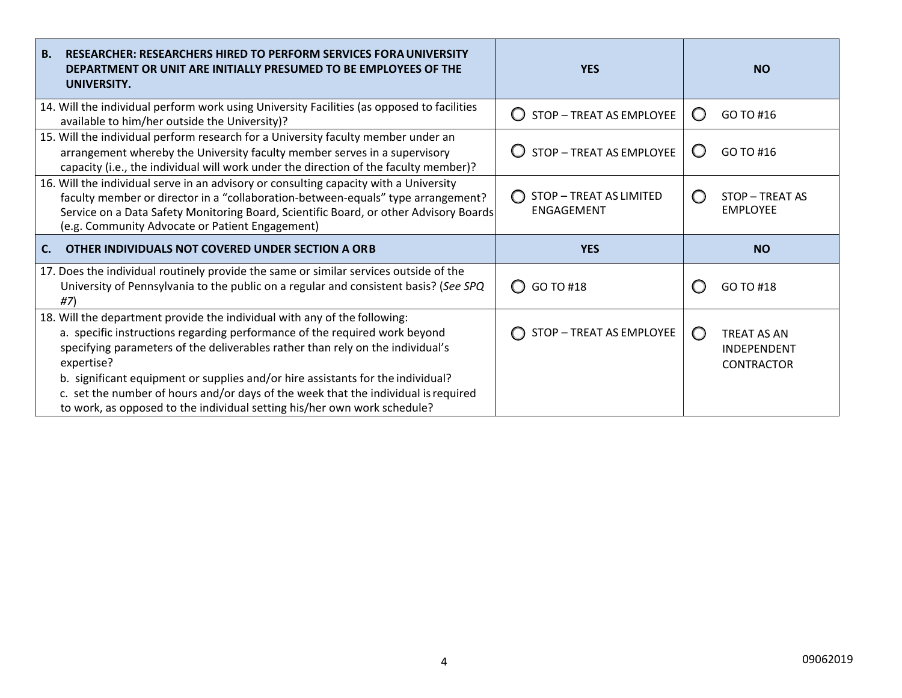| **B. RESEARCHER: RESEARCHERS HIRED TO PERFORM SERVICES FORA UNIVERSITY DEPARTMENT OR UNIT ARE INITIALLY PRESUMED TO BE EMPLOYEES OF THE UNIVERSITY.** | **YES** | **NO** |
|---|---|---|
| 14. Will the individual perform work using University Facilities (as opposed to facilities available to him/her outside the University)? | ◯ STOP – TREAT AS EMPLOYEE | ◯ GO TO #16 |
| 15. Will the individual perform research for a University faculty member under an arrangement whereby the University faculty member serves in a supervisory capacity (i.e., the individual will work under the direction of the faculty member)? | ◯ STOP – TREAT AS EMPLOYEE | ◯ GO TO #16 |
| 16. Will the individual serve in an advisory or consulting capacity with a University faculty member or director in a "collaboration-between-equals" type arrangement? Service on a Data Safety Monitoring Board, Scientific Board, or other Advisory Boards (e.g. Community Advocate or Patient Engagement) | ◯ STOP – TREAT AS LIMITED ENGAGEMENT | ◯ STOP – TREAT AS EMPLOYEE |
| **C. OTHER INDIVIDUALS NOT COVERED UNDER SECTION A ORB** | **YES** | **NO** |
| 17. Does the individual routinely provide the same or similar services outside of the University of Pennsylvania to the public on a regular and consistent basis? (*See SPQ #7*) | ◯ GO TO #18 | ◯ GO TO #18 |
| 18. Will the department provide the individual with any of the following:<br>a. specific instructions regarding performance of the required work beyond specifying parameters of the deliverables rather than rely on the individual's expertise?<br>b. significant equipment or supplies and/or hire assistants for the individual?<br>c. set the number of hours and/or days of the week that the individual is required to work, as opposed to the individual setting his/her own work schedule? | ◯ STOP – TREAT AS EMPLOYEE | ◯ TREAT AS AN INDEPENDENT CONTRACTOR |

09062019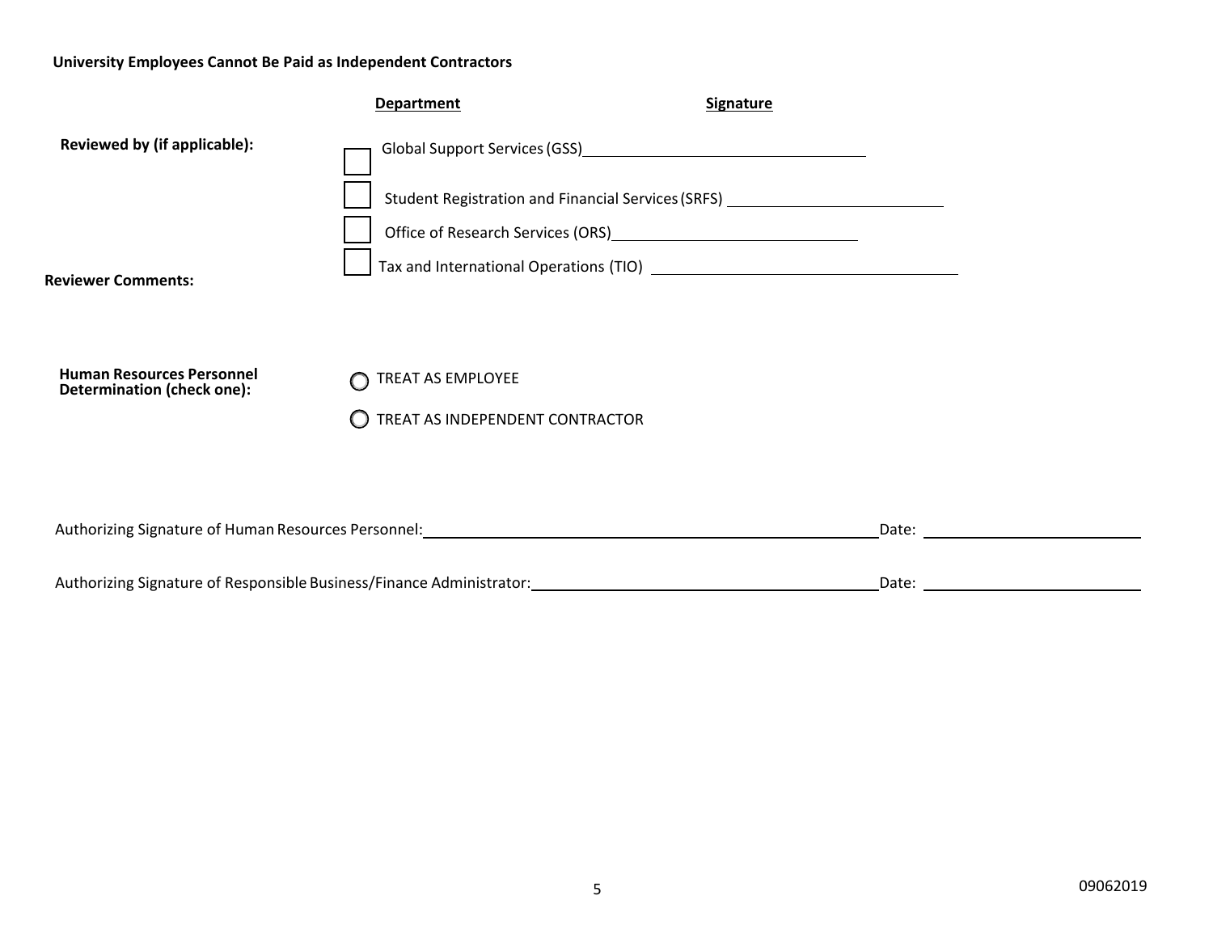**University Employees Cannot Be Paid as Independent Contractors**

| | Department | Signature |
|---|---|---|
| **Reviewed by (if applicable):** | ☐ Global Support Services (GSS) | ______________________ |
| | ☐ Student Registration and Financial Services (SRFS) | ______________________ |
| | ☐ Office of Research Services (ORS) | ______________________ |
| | ☐ Tax and International Operations (TIO) | ______________________ |

**Reviewer Comments:**

**Human Resources Personnel Determination (check one):**

○ TREAT AS EMPLOYEE

○ TREAT AS INDEPENDENT CONTRACTOR

Authorizing Signature of Human Resources Personnel: ______________________ Date: ______________

Authorizing Signature of Responsible Business/Finance Administrator: ______________________ Date: ______________

09062019